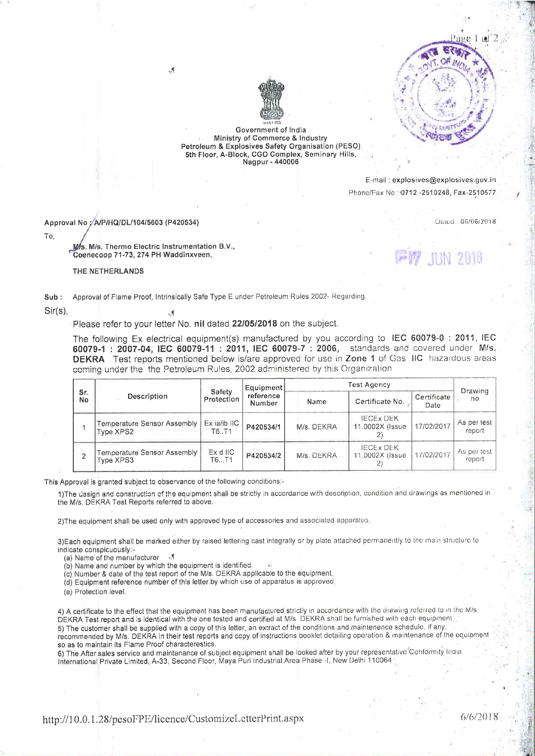Government of India
Ministry of Commerce & Industry
Petroleum & Explosives Safety Organisation (PESO)
5th Floor, A-Block, CGO Complex, Seminary Hills,
Nagpur - 440006

E-mail : explosives@explosives.gov.in
Phone/Fax No : 0712 -2510248, Fax-2510577

**Approval No : A/P/HQ/DL/104/5603 (P420534)** Dated 06/06/2018

To,

**M/s. M/s. Thermo Electric Instrumentation B.V., Coenecoop 71-73, 274 PH Waddinxveen,**

**THE NETHERLANDS**

17 JUN 2018

**Sub :** Approval of Flame Proof, Intrinsically Safe Type E under Petroleum Rules 2002- Regarding.

Sir(s),

Please refer to your letter No. **nil** dated **22/05/2018** on the subject.

The following Ex electrical equipment(s) manufactured by you according to **IEC 60079-0 : 2011, IEC 60079-1 : 2007-04, IEC 60079-11 : 2011, IEC 60079-7 : 2006,** standards and covered under **M/s. DEKRA** Test reports mentioned below is/are approved for use in **Zone 1** of Gas **IIC** hazardous areas coming under the the Petroleum Rules, 2002 administered by this Organization

| Sr. No | Description | Safety Protection | Equipment reference Number | Test Agency | | | Drawing no |
|---|---|---|---|---|---|---|---|
| | | | | Name | Certificate No. | Certificate Date | |
| 1 | Temperature Sensor Assembly Type XPS2 | Ex ia/ib IIC T6..T1 | P420534/1 | M/s. DEKRA | IECEx DEK 11.0002X (Issue 2) | 17/02/2017 | As per test report |
| 2 | Temperature Sensor Assembly Type XPS3 | Ex d IIC T6...T1 | P420534/2 | M/s. DEKRA | IECEx DEK 11.0002X (Issue 2) | 17/02/2017 | As per test report |

This Approval is granted subject to observance of the following conditions:-

1)The design and construction of the equipment shall be strictly in accordance with description, condition and drawings as mentioned in the M/s. DEKRA Test Reports referred to above.

2)The equipment shall be used only with approved type of accessories and associated apparatus.

3)Each equipment shall be marked either by raised lettering cast integrally or by plate attached permanently to the main structure to indicate conspicuously:-

(a) Name of the manufacturer
(b) Name and number by which the equipment is identified.
(c) Number & date of the test report of the M/s. DEKRA applicable to the equipment.
(d) Equipment reference number of this letter by which use of apparatus is approved.
(e) Protection level.

4) A certificate to the effect that the equipment has been manufactured strictly in accordance with the drawing referred to in the M/s. DEKRA Test report and is identical with the one tested and certified at M/s. DEKRA shall be furnished with each equipment.
5) The customer shall be supplied with a copy of this letter, an extract of the conditions and maintenence schedule, if any, recommended by M/s. DEKRA in their test reports and copy of instructions booklet detailing operation & maintenance of the equipment so as to maintain its Flame Proof characterestics.
6) The After sales service and maintanance of subject equipment shall be looked after by your representative Conformity India International Private Limited, A-33, Second Floor, Maya Puri Industrial Area Phase -I, New Delhi 110064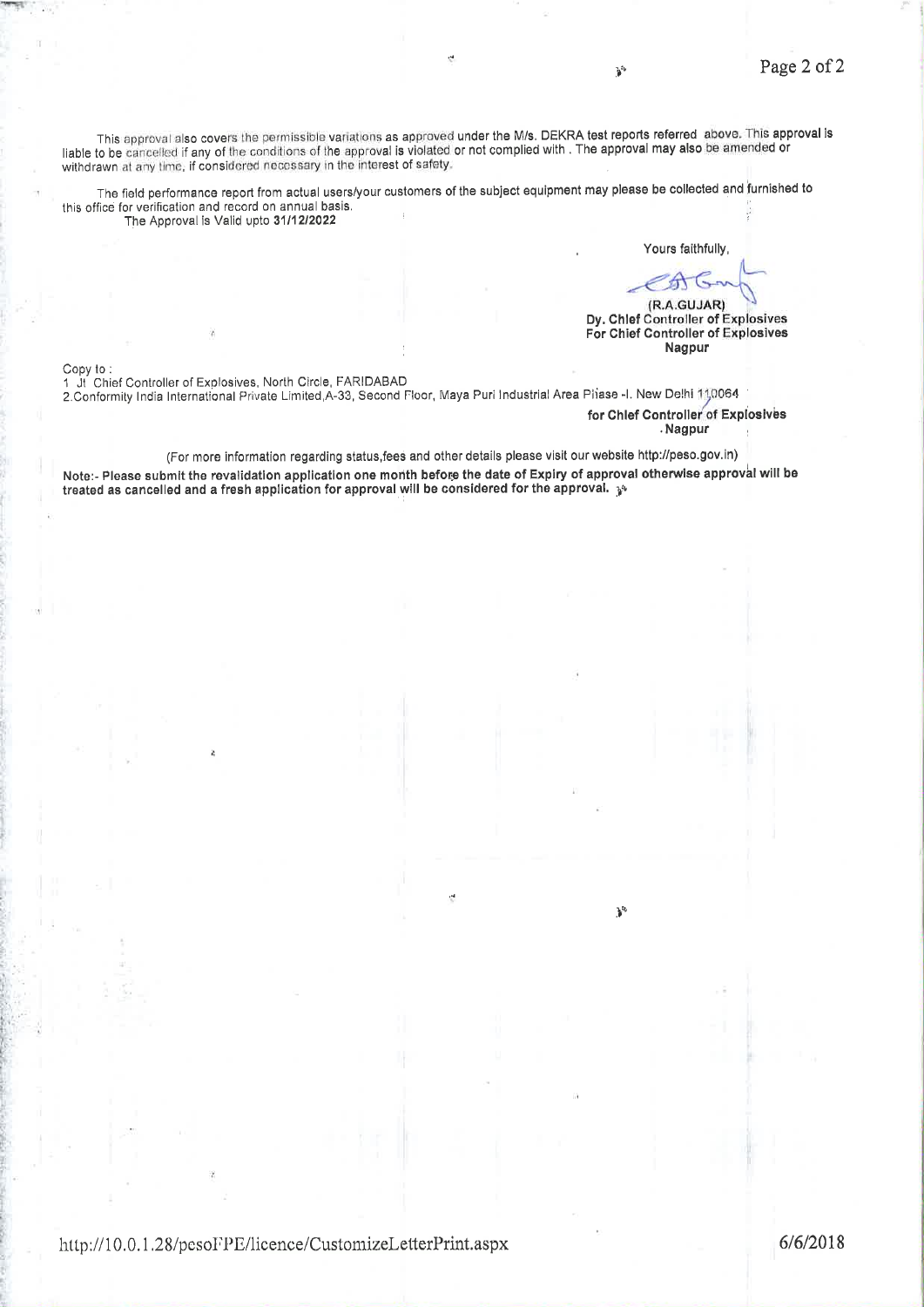This approval also covers the permissible variations as approved under the M/s. DEKRA test reports referred above. This approval is liable to be cancelled if any of the conditions of the approval is violated or not complied with . The approval may also be amended or withdrawn at any time, if considered necessary in the interest of safety.

The field performance report from actual users/your customers of the subject equipment may please be collected and furnished to this office for verification and record on annual basis.

The Approval is Valid upto **31/12/2022**

Yours faithfully,

**(R.A.GUJAR)**
**Dy. Chief Controller of Explosives**
**For Chief Controller of Explosives**
**Nagpur**

Copy to :

1 Jt Chief Controller of Explosives, North Circle, FARIDABAD

2.Conformity India International Private Limited,A-33, Second Floor, Maya Puri Industrial Area Phase -I. New Delhi 110064

**for Chief Controller of Explosives**
**Nagpur**

(For more information regarding status,fees and other details please visit our website http://peso.gov.in)

**Note:- Please submit the revalidation application one month before the date of Expiry of approval otherwise approval will be treated as cancelled and a fresh application for approval will be considered for the approval.**

http://10.0.1.28/pesoFPE/licence/CustomizeLetterPrint.aspx

6/6/2018